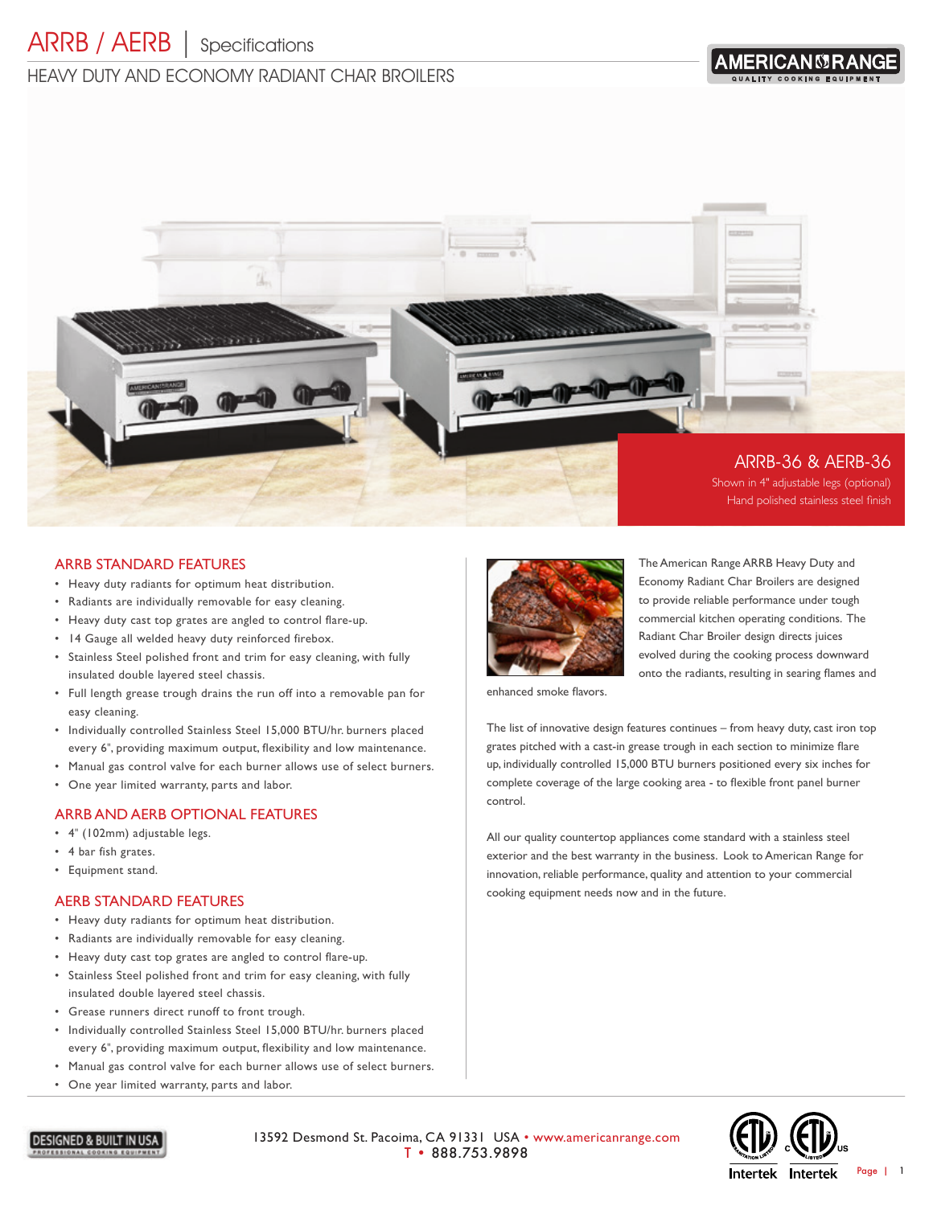# ARRB / AERB | Specifications

## HEAVY DUTY AND ECONOMY RADIANT CHAR BROILERS

ARRB-36 & AERB-36

Shown in 4" adjustable legs (optional)

Hand polished stainless steel finish

### ARRB STANDARD FEATURES

- Heavy duty radiants for optimum heat distribution.
- Radiants are individually removable for easy cleaning.
- Heavy duty cast top grates are angled to control flare-up.
- 14 Gauge all welded heavy duty reinforced firebox.
- Stainless Steel polished front and trim for easy cleaning, with fully insulated double layered steel chassis.
- Full length grease trough drains the run off into a removable pan for easy cleaning.
- Individually controlled Stainless Steel 15,000 BTU/hr. burners placed every 6", providing maximum output, flexibility and low maintenance.
- Manual gas control valve for each burner allows use of select burners.
- One year limited warranty, parts and labor.

### ARRB AND AERB OPTIONAL FEATURES

- 4" (102mm) adjustable legs.
- 4 bar fish grates.
- Equipment stand.

### AERB STANDARD FEATURES

- Heavy duty radiants for optimum heat distribution.
- Radiants are individually removable for easy cleaning.
- Heavy duty cast top grates are angled to control flare-up.
- Stainless Steel polished front and trim for easy cleaning, with fully insulated double layered steel chassis.
- Grease runners direct runoff to front trough.
- Individually controlled Stainless Steel 15,000 BTU/hr. burners placed every 6", providing maximum output, flexibility and low maintenance.
- Manual gas control valve for each burner allows use of select burners.
- One year limited warranty, parts and labor.

The American Range ARRB Heavy Duty and Economy Radiant Char Broilers are designed to provide reliable performance under tough commercial kitchen operating conditions. The Radiant Char Broiler design directs juices evolved during the cooking process downward onto the radiants, resulting in searing flames and enhanced smoke flavors.

The list of innovative design features continues – from heavy duty, cast iron top grates pitched with a cast-in grease trough in each section to minimize flare up, individually controlled 15,000 BTU burners positioned every six inches for complete coverage of the large cooking area - to flexible front panel burner control.

All our quality countertop appliances come standard with a stainless steel exterior and the best warranty in the business. Look to American Range for innovation, reliable performance, quality and attention to your commercial cooking equipment needs now and in the future.

13592 Desmond St. Pacoima, CA 91331 USA • www.americanrange.com
T • 888.753.9898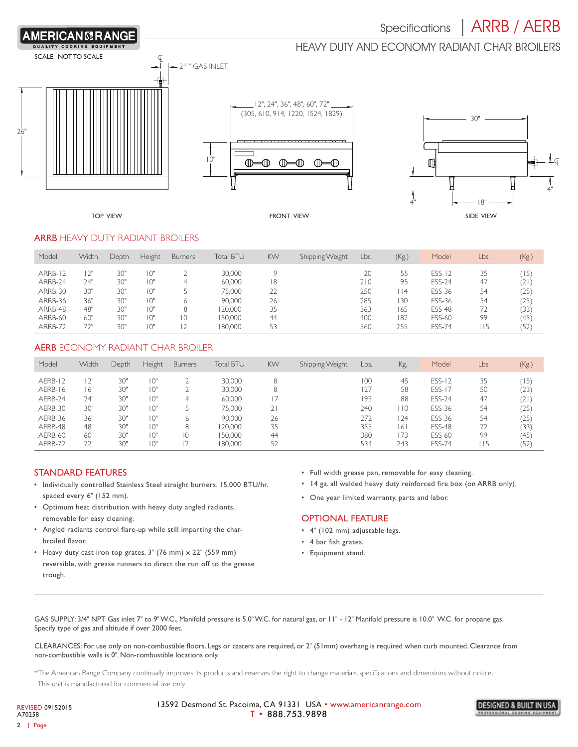# Specifications | ARRB / AERB

## HEAVY DUTY AND ECONOMY RADIANT CHAR BROILERS

SCALE: NOT TO SCALE

2 1/4" GAS INLET

26"

12", 24", 36", 48", 60", 72"
(305, 610, 914, 1220, 1524, 1829)

10"

30"

4"

18"

4"

TOP VIEW

FRONT VIEW

SIDE VIEW

## ARRB HEAVY DUTY RADIANT BROILERS

| Model | Width | Depth | Height | Burners | Total BTU | KW | Shipping Weight Lbs. | (Kg.) | Model | Lbs. | (Kg.) |
|---|---|---|---|---|---|---|---|---|---|---|---|
| ARRB-12 | 12" | 30" | 10" | 2 | 30,000 | 9 | 120 | 55 | ESS-12 | 35 | (15) |
| ARRB-24 | 24" | 30" | 10" | 4 | 60,000 | 18 | 210 | 95 | ESS-24 | 47 | (21) |
| ARRB-30 | 30" | 30" | 10" | 5 | 75,000 | 22 | 250 | 114 | ESS-36 | 54 | (25) |
| ARRB-36 | 36" | 30" | 10" | 6 | 90,000 | 26 | 285 | 130 | ESS-36 | 54 | (25) |
| ARRB-48 | 48" | 30" | 10" | 8 | 120,000 | 35 | 363 | 165 | ESS-48 | 72 | (33) |
| ARRB-60 | 60" | 30" | 10" | 10 | 150,000 | 44 | 400 | 182 | ESS-60 | 99 | (45) |
| ARRB-72 | 72" | 30" | 10" | 12 | 180,000 | 53 | 560 | 255 | ESS-74 | 115 | (52) |

## AERB ECONOMY RADIANT CHAR BROILER

| Model | Width | Depth | Height | Burners | Total BTU | KW | Shipping Weight Lbs. | Kg. | Model | Lbs. | (Kg.) |
|---|---|---|---|---|---|---|---|---|---|---|---|
| AERB-12 | 12" | 30" | 10" | 2 | 30,000 | 8 | 100 | 45 | ESS-12 | 35 | (15) |
| AERB-16 | 16" | 30" | 10" | 2 | 30,000 | 8 | 127 | 58 | ESS-17 | 50 | (23) |
| AERB-24 | 24" | 30" | 10" | 4 | 60,000 | 17 | 193 | 88 | ESS-24 | 47 | (21) |
| AERB-30 | 30" | 30" | 10" | 5 | 75,000 | 21 | 240 | 110 | ESS-36 | 54 | (25) |
| AERB-36 | 36" | 30" | 10" | 6 | 90,000 | 26 | 272 | 124 | ESS-36 | 54 | (25) |
| AERB-48 | 48" | 30" | 10" | 8 | 120,000 | 35 | 355 | 161 | ESS-48 | 72 | (33) |
| AERB-60 | 60" | 30" | 10" | 10 | 150,000 | 44 | 380 | 173 | ESS-60 | 99 | (45) |
| AERB-72 | 72" | 30" | 10" | 12 | 180,000 | 52 | 534 | 243 | ESS-74 | 115 | (52) |

## STANDARD FEATURES

- Individually controlled Stainless Steel straight burners. 15,000 BTU/hr. spaced every 6" (152 mm).
- Optimum heat distribution with heavy duty angled radiants, removable for easy cleaning.
- Angled radiants control flare-up while still imparting the char-broiled flavor.
- Heavy duty cast iron top grates, 3" (76 mm) x 22" (559 mm) reversible, with grease runners to direct the run off to the grease trough.
- Full width grease pan, removable for easy cleaning.
- 14 ga. all welded heavy duty reinforced fire box (on ARRB only).
- One year limited warranty, parts and labor.

## OPTIONAL FEATURE

- 4" (102 mm) adjustable legs.
- 4 bar fish grates.
- Equipment stand.

GAS SUPPLY: 3/4" NPT Gas inlet 7" to 9" W.C., Manifold pressure is 5.0" W.C. for natural gas, or 11" - 12" Manifold pressure is 10.0" W.C. for propane gas. Specify type of gas and altitude if over 2000 feet.

CLEARANCES: For use only on non-combustible floors. Legs or casters are required, or 2" (51mm) overhang is required when curb mounted. Clearance from non-combustible walls is 0". Non-combustible locations only.

*The American Range Company continually improves its products and reserves the right to change materials, specifications and dimensions without notice. This unit is manufactured for commercial use only.

REVISED 09152015
A70258

13592 Desmond St. Pacoima, CA 91331 USA • www.americanrange.com
T • 888.753.9898